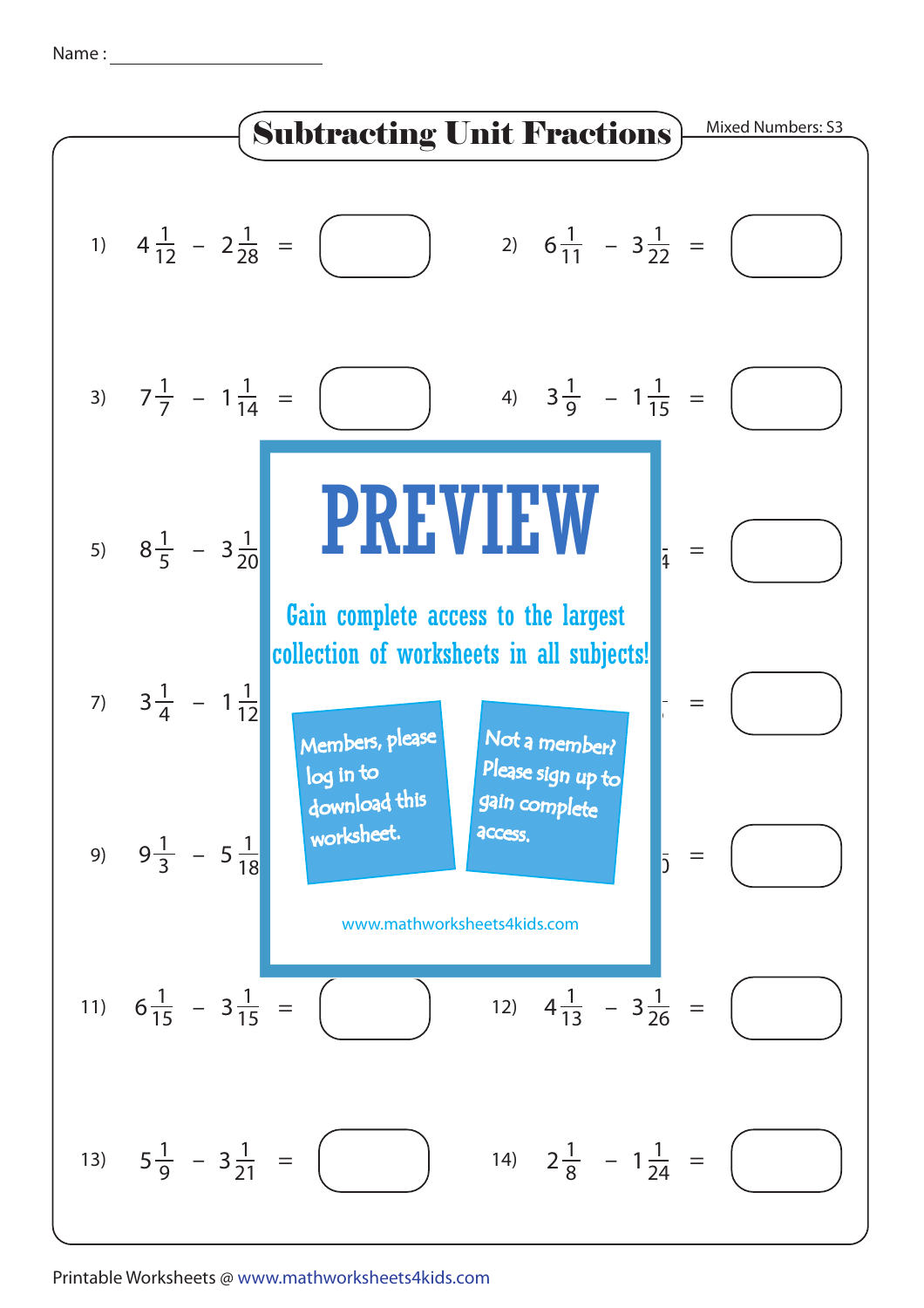Name : ____________________

# Subtracting Unit Fractions

Mixed Numbers: S3

1) $4\frac{1}{12} - 2\frac{1}{28} =$

2) $6\frac{1}{11} - 3\frac{1}{22} =$

3) $7\frac{1}{7} - 1\frac{1}{14} =$

4) $3\frac{1}{9} - 1\frac{1}{15} =$

5) $8\frac{1}{5} - 3\frac{1}{20}$

6) =

7) $3\frac{1}{4} - 1\frac{1}{12}$

8) =

9) $9\frac{1}{3} - 5\frac{1}{18}$

10) =

PREVIEW

Gain complete access to the largest collection of worksheets in all subjects!

Members, please log in to download this worksheet.

Not a member? Please sign up to gain complete access.

www.mathworksheets4kids.com

11) $6\frac{1}{15} - 3\frac{1}{15} =$

12) $4\frac{1}{13} - 3\frac{1}{26} =$

13) $5\frac{1}{9} - 3\frac{1}{21} =$

14) $2\frac{1}{8} - 1\frac{1}{24} =$

Printable Worksheets @ www.mathworksheets4kids.com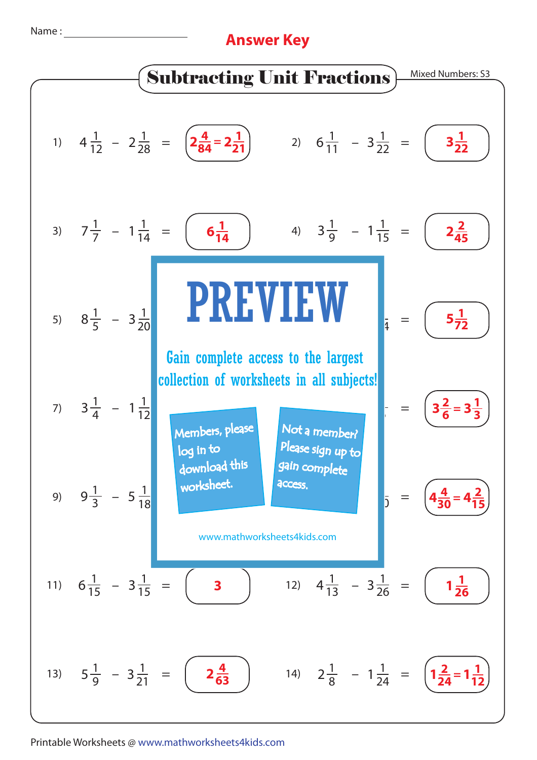Name : ____________________

**Answer Key**

# Subtracting Unit Fractions

Mixed Numbers: S3

1) $4\frac{1}{12} - 2\frac{1}{28} =$ $2\frac{4}{84} = 2\frac{1}{21}$

2) $6\frac{1}{11} - 3\frac{1}{22} =$ $3\frac{1}{22}$

3) $7\frac{1}{7} - 1\frac{1}{14} =$ $6\frac{1}{14}$

4) $3\frac{1}{9} - 1\frac{1}{15} =$ $2\frac{2}{45}$

5) $8\frac{1}{5} - 3\frac{1}{20}$

6) $=$ $5\frac{1}{72}$

7) $3\frac{1}{4} - 1\frac{1}{12}$

8) $=$ $3\frac{2}{6} = 3\frac{1}{3}$

9) $9\frac{1}{3} - 5\frac{1}{18}$

10) $=$ $4\frac{4}{30} = 4\frac{2}{15}$

**PREVIEW**

Gain complete access to the largest collection of worksheets in all subjects!

Members, please log in to download this worksheet.

Not a member? Please sign up to gain complete access.

www.mathworksheets4kids.com

11) $6\frac{1}{15} - 3\frac{1}{15} =$ $3$

12) $4\frac{1}{13} - 3\frac{1}{26} =$ $1\frac{1}{26}$

13) $5\frac{1}{9} - 3\frac{1}{21} =$ $2\frac{4}{63}$

14) $2\frac{1}{8} - 1\frac{1}{24} =$ $1\frac{2}{24} = 1\frac{1}{12}$

Printable Worksheets @ www.mathworksheets4kids.com